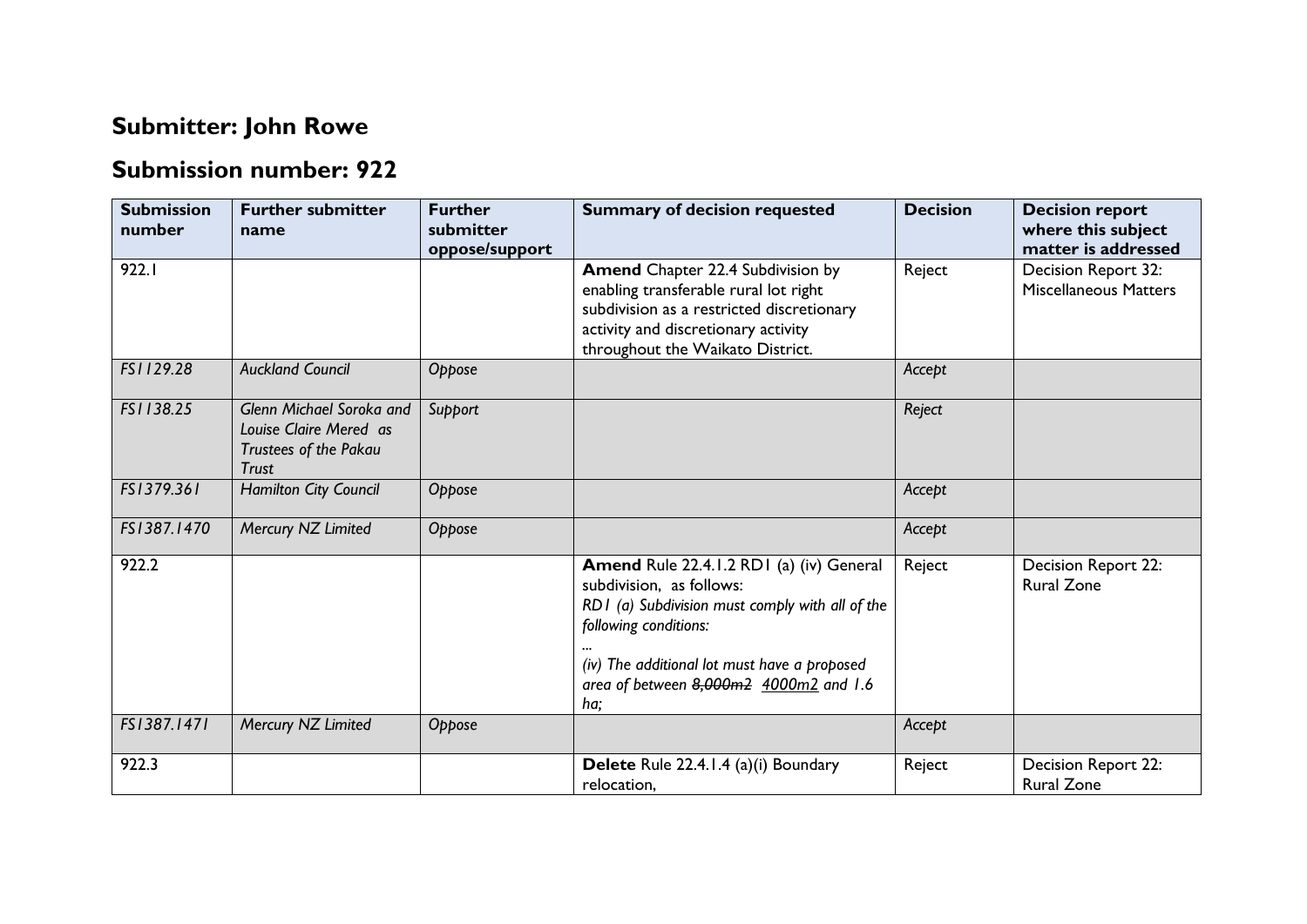# Submitter: John Rowe

## Submission number: 922

| Submission number | Further submitter name | Further submitter oppose/support | Summary of decision requested | Decision | Decision report where this subject matter is addressed |
|---|---|---|---|---|---|
| 922.1 | | | **Amend** Chapter 22.4 Subdivision by enabling transferable rural lot right subdivision as a restricted discretionary activity and discretionary activity throughout the Waikato District. | Reject | Decision Report 32: Miscellaneous Matters |
| *FS1129.28* | *Auckland Council* | *Oppose* | | *Accept* | |
| *FS1138.25* | *Glenn Michael Soroka and Louise Claire Mered as Trustees of the Pakau Trust* | *Support* | | *Reject* | |
| *FS1379.361* | *Hamilton City Council* | *Oppose* | | *Accept* | |
| *FS1387.1470* | *Mercury NZ Limited* | *Oppose* | | *Accept* | |
| 922.2 | | | **Amend** Rule 22.4.1.2 RD1 (a) (iv) General subdivision, as follows:<br>*RD1 (a) Subdivision must comply with all of the following conditions:*<br>*...*<br>*(iv) The additional lot must have a proposed area of between ~~8,000m2~~ <u>4000m2</u> and 1.6 ha;* | Reject | Decision Report 22: Rural Zone |
| *FS1387.1471* | *Mercury NZ Limited* | *Oppose* | | *Accept* | |
| 922.3 | | | **Delete** Rule 22.4.1.4 (a)(i) Boundary relocation, | Reject | Decision Report 22: Rural Zone |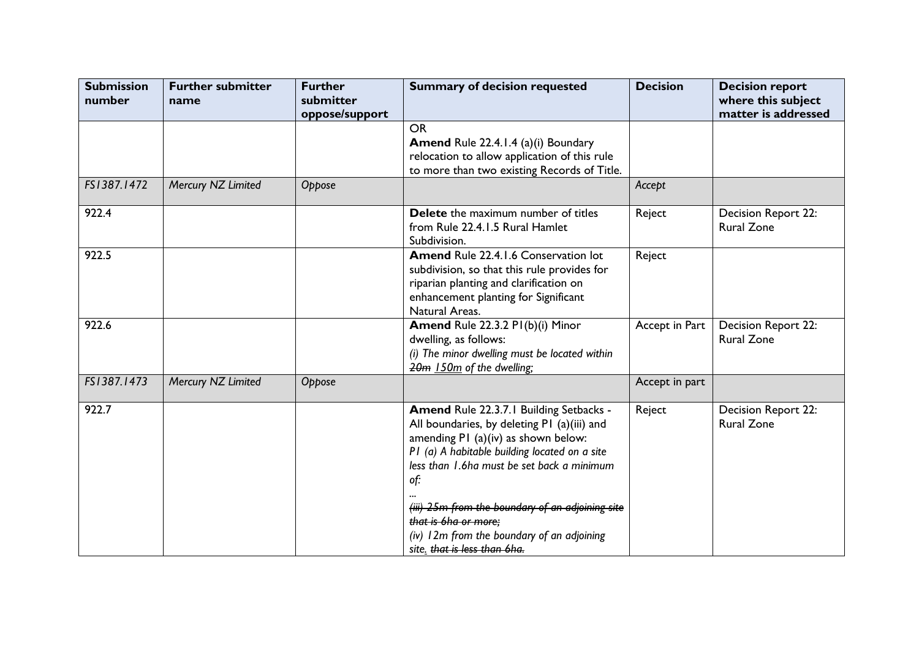| Submission number | Further submitter name | Further submitter oppose/support | Summary of decision requested | Decision | Decision report where this subject matter is addressed |
|---|---|---|---|---|---|
| | | | OR<br>**Amend** Rule 22.4.1.4 (a)(i) Boundary relocation to allow application of this rule to more than two existing Records of Title. | | |
| *FS1387.1472* | *Mercury NZ Limited* | *Oppose* | | *Accept* | |
| 922.4 | | | **Delete** the maximum number of titles from Rule 22.4.1.5 Rural Hamlet Subdivision. | Reject | Decision Report 22: Rural Zone |
| 922.5 | | | **Amend** Rule 22.4.1.6 Conservation lot subdivision, so that this rule provides for riparian planting and clarification on enhancement planting for Significant Natural Areas. | Reject | |
| 922.6 | | | **Amend** Rule 22.3.2 P1(b)(i) Minor dwelling, as follows:<br>*(i) The minor dwelling must be located within ~~20m~~ 150m of the dwelling;* | Accept in Part | Decision Report 22: Rural Zone |
| *FS1387.1473* | *Mercury NZ Limited* | *Oppose* | | Accept in part | |
| 922.7 | | | **Amend** Rule 22.3.7.1 Building Setbacks - All boundaries, by deleting P1 (a)(iii) and amending P1 (a)(iv) as shown below:<br>*P1 (a) A habitable building located on a site less than 1.6ha must be set back a minimum of:*<br>*...*<br>*~~(iii) 25m from the boundary of an adjoining site that is 6ha or more;~~*<br>*(iv) 12m from the boundary of an adjoining site. ~~that is less than 6ha.~~* | Reject | Decision Report 22: Rural Zone |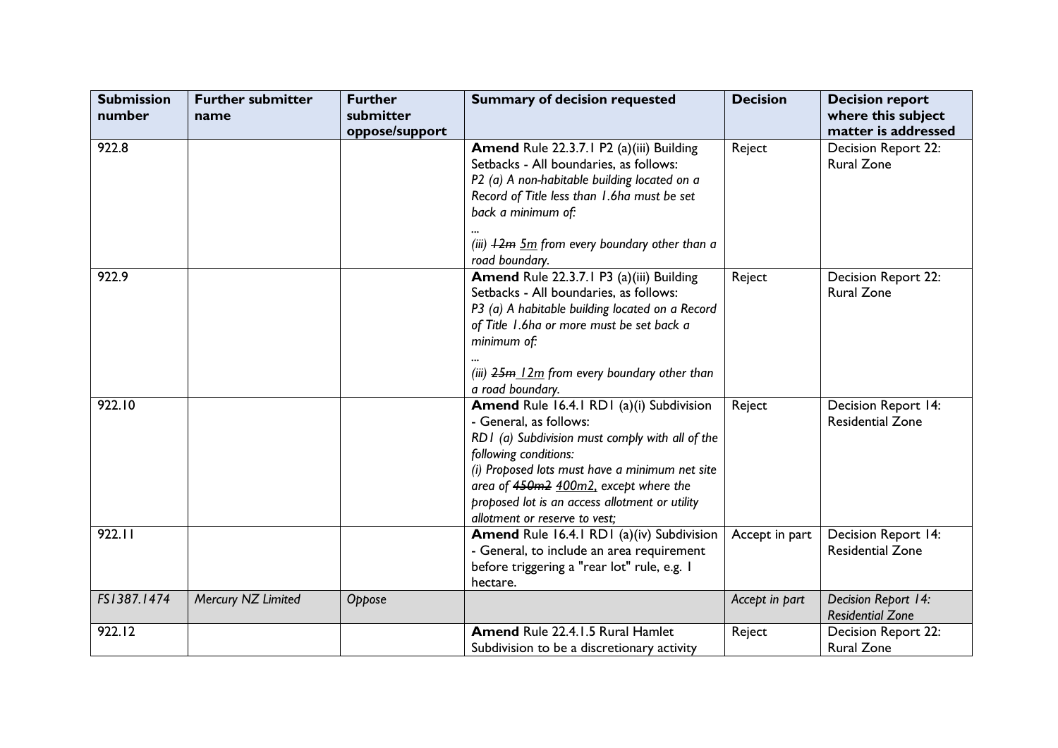| Submission number | Further submitter name | Further submitter oppose/support | Summary of decision requested | Decision | Decision report where this subject matter is addressed |
|---|---|---|---|---|---|
| 922.8 | | | **Amend** Rule 22.3.7.1 P2 (a)(iii) Building Setbacks - All boundaries, as follows: *P2 (a) A non-habitable building located on a Record of Title less than 1.6ha must be set back a minimum of:* *...* *(iii) ~~12m~~ <u>5m</u> from every boundary other than a road boundary.* | Reject | Decision Report 22: Rural Zone |
| 922.9 | | | **Amend** Rule 22.3.7.1 P3 (a)(iii) Building Setbacks - All boundaries, as follows: *P3 (a) A habitable building located on a Record of Title 1.6ha or more must be set back a minimum of:* *...* *(iii) ~~25m~~ <u>12m</u> from every boundary other than a road boundary.* | Reject | Decision Report 22: Rural Zone |
| 922.10 | | | **Amend** Rule 16.4.1 RD1 (a)(i) Subdivision - General, as follows: *RD1 (a) Subdivision must comply with all of the following conditions:* *(i) Proposed lots must have a minimum net site area of ~~450m2~~ <u>400m2,</u> except where the proposed lot is an access allotment or utility allotment or reserve to vest;* | Reject | Decision Report 14: Residential Zone |
| 922.11 | | | **Amend** Rule 16.4.1 RD1 (a)(iv) Subdivision - General, to include an area requirement before triggering a "rear lot" rule, e.g. 1 hectare. | Accept in part | Decision Report 14: Residential Zone |
| *FS1387.1474* | *Mercury NZ Limited* | *Oppose* | | *Accept in part* | *Decision Report 14: Residential Zone* |
| 922.12 | | | **Amend** Rule 22.4.1.5 Rural Hamlet Subdivision to be a discretionary activity | Reject | Decision Report 22: Rural Zone |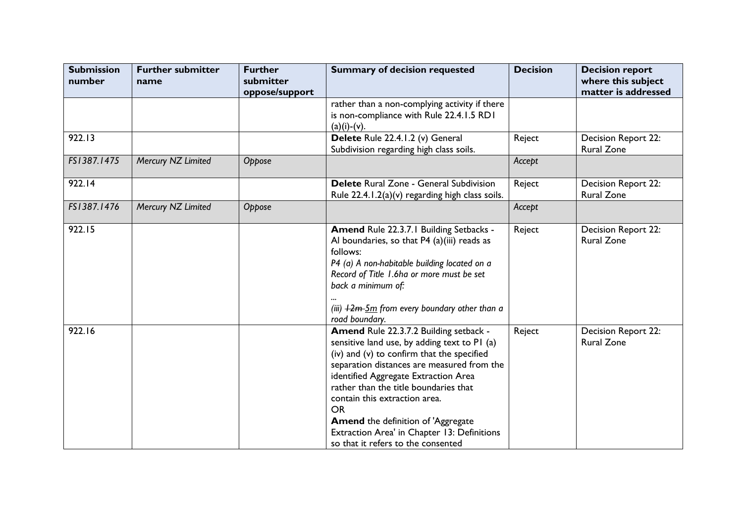| Submission number | Further submitter name | Further submitter oppose/support | Summary of decision requested | Decision | Decision report where this subject matter is addressed |
|---|---|---|---|---|---|
| | | | rather than a non-complying activity if there is non-compliance with Rule 22.4.1.5 RD1 (a)(i)-(v). | | |
| 922.13 | | | **Delete** Rule 22.4.1.2 (v) General Subdivision regarding high class soils. | Reject | Decision Report 22: Rural Zone |
| *FS1387.1475* | *Mercury NZ Limited* | *Oppose* | | *Accept* | |
| 922.14 | | | **Delete** Rural Zone - General Subdivision Rule 22.4.1.2(a)(v) regarding high class soils. | Reject | Decision Report 22: Rural Zone |
| *FS1387.1476* | *Mercury NZ Limited* | *Oppose* | | *Accept* | |
| 922.15 | | | **Amend** Rule 22.3.7.1 Building Setbacks - Al boundaries, so that P4 (a)(iii) reads as follows: *P4 (a) A non-habitable building located on a Record of Title 1.6ha or more must be set back a minimum of:* ... *(iii) ~~12m~~ <u>5m</u> from every boundary other than a road boundary.* | Reject | Decision Report 22: Rural Zone |
| 922.16 | | | **Amend** Rule 22.3.7.2 Building setback - sensitive land use, by adding text to P1 (a) (iv) and (v) to confirm that the specified separation distances are measured from the identified Aggregate Extraction Area rather than the title boundaries that contain this extraction area. OR **Amend** the definition of 'Aggregate Extraction Area' in Chapter 13: Definitions so that it refers to the consented | Reject | Decision Report 22: Rural Zone |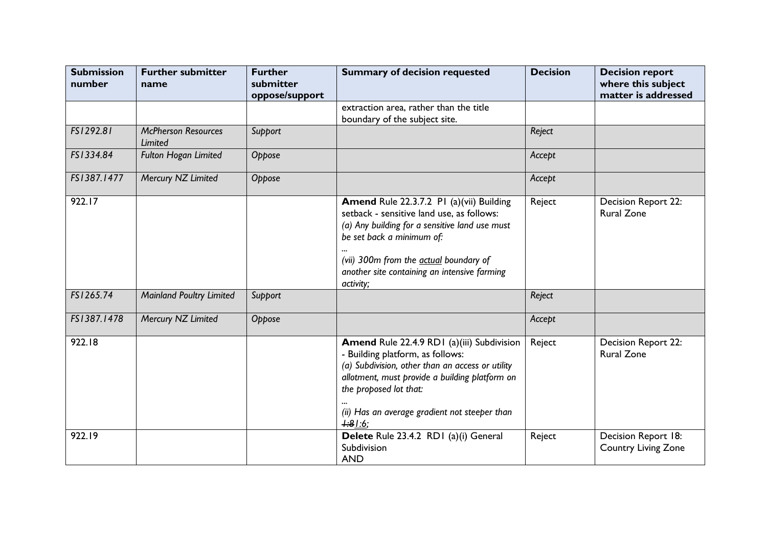| Submission number | Further submitter name | Further submitter oppose/support | Summary of decision requested | Decision | Decision report where this subject matter is addressed |
|---|---|---|---|---|---|
| | | | extraction area, rather than the title boundary of the subject site. | | |
| *FS1292.81* | *McPherson Resources Limited* | *Support* | | *Reject* | |
| *FS1334.84* | *Fulton Hogan Limited* | *Oppose* | | *Accept* | |
| *FS1387.1477* | *Mercury NZ Limited* | *Oppose* | | *Accept* | |
| 922.17 | | | **Amend** Rule 22.3.7.2 P1 (a)(vii) Building setback - sensitive land use, as follows: *(a) Any building for a sensitive land use must be set back a minimum of:* *...* *(vii) 300m from the <u>actual</u> boundary of another site containing an intensive farming activity;* | Reject | Decision Report 22: Rural Zone |
| *FS1265.74* | *Mainland Poultry Limited* | *Support* | | *Reject* | |
| *FS1387.1478* | *Mercury NZ Limited* | *Oppose* | | *Accept* | |
| 922.18 | | | **Amend** Rule 22.4.9 RD1 (a)(iii) Subdivision - Building platform, as follows: *(a) Subdivision, other than an access or utility allotment, must provide a building platform on the proposed lot that:* *...* *(ii) Has an average gradient not steeper than ~~1:8~~<u>1:6</u>;* | Reject | Decision Report 22: Rural Zone |
| 922.19 | | | **Delete** Rule 23.4.2 RD1 (a)(i) General Subdivision AND | Reject | Decision Report 18: Country Living Zone |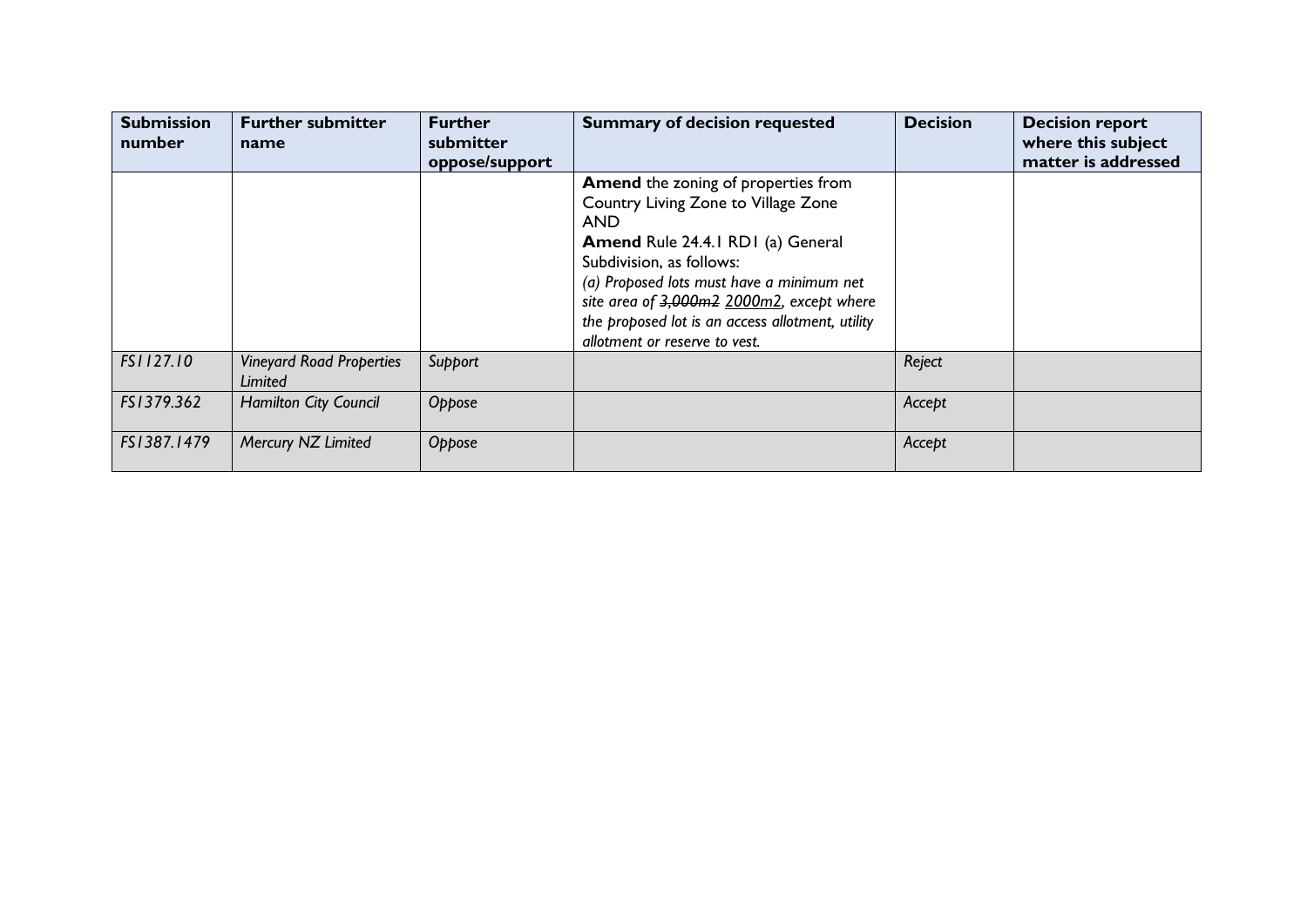| Submission number | Further submitter name | Further submitter oppose/support | Summary of decision requested | Decision | Decision report where this subject matter is addressed |
|---|---|---|---|---|---|
| | | | **Amend** the zoning of properties from Country Living Zone to Village Zone<br>AND<br>**Amend** Rule 24.4.1 RD1 (a) General Subdivision, as follows:<br>*(a) Proposed lots must have a minimum net site area of ~~3,000m2~~ <u>2000m2</u>, except where the proposed lot is an access allotment, utility allotment or reserve to vest.* | | |
| *FS1127.10* | *Vineyard Road Properties Limited* | *Support* | | *Reject* | |
| *FS1379.362* | *Hamilton City Council* | *Oppose* | | *Accept* | |
| *FS1387.1479* | *Mercury NZ Limited* | *Oppose* | | *Accept* | |